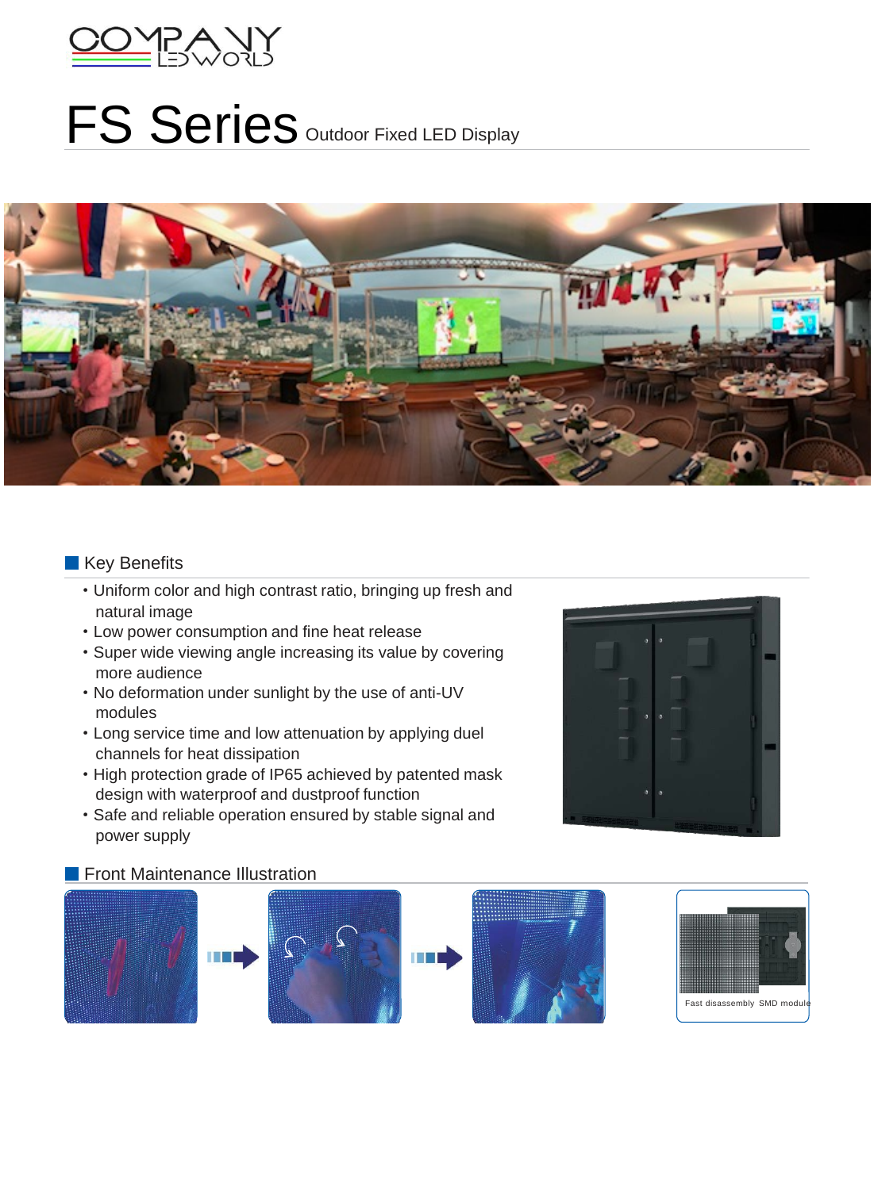# FS Series Outdoor Fixed LED Display

## Key Benefits

- Uniform color and high contrast ratio, bringing up fresh and natural image
- Low power consumption and fine heat release
- Super wide viewing angle increasing its value by covering more audience
- No deformation under sunlight by the use of anti-UV modules
- Long service time and low attenuation by applying duel channels for heat dissipation
- High protection grade of IP65 achieved by patented mask design with waterproof and dustproof function
- Safe and reliable operation ensured by stable signal and power supply

## Front Maintenance Illustration

Fast disassembly SMD module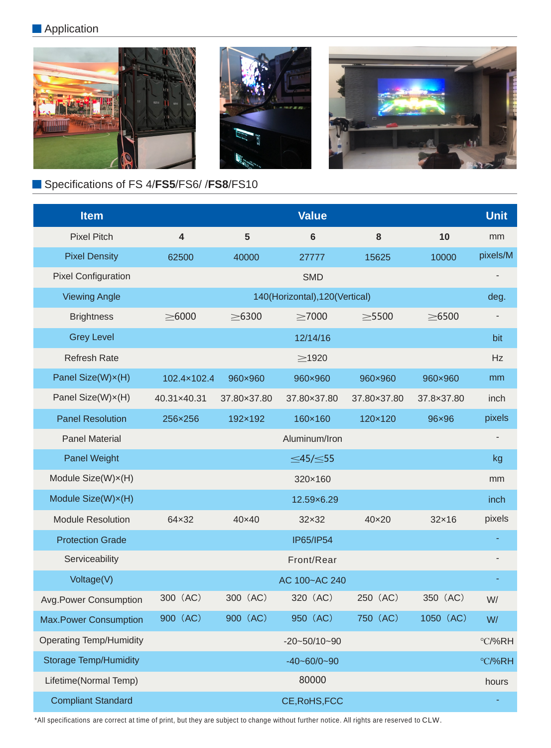## Application

## Specifications of FS 4/**FS5**/FS6/ /**FS8**/FS10

| Item | Value | | | | | Unit |
|---|---|---|---|---|---|---|
| Pixel Pitch | **4** | **5** | **6** | **8** | **10** | mm |
| Pixel Density | 62500 | 40000 | 27777 | 15625 | 10000 | pixels/M |
| Pixel Configuration | SMD | | | | | - |
| Viewing Angle | 140(Horizontal),120(Vertical) | | | | | deg. |
| Brightness | ≥6000 | ≥6300 | ≥7000 | ≥5500 | ≥6500 | - |
| Grey Level | 12/14/16 | | | | | bit |
| Refresh Rate | ≥1920 | | | | | Hz |
| Panel Size(W)×(H) | 102.4×102.4 | 960×960 | 960×960 | 960×960 | 960×960 | mm |
| Panel Size(W)×(H) | 40.31×40.31 | 37.80×37.80 | 37.80×37.80 | 37.80×37.80 | 37.8×37.80 | inch |
| Panel Resolution | 256×256 | 192×192 | 160×160 | 120×120 | 96×96 | pixels |
| Panel Material | Aluminum/Iron | | | | | - |
| Panel Weight | ≤45/≤55 | | | | | kg |
| Module Size(W)×(H) | 320×160 | | | | | mm |
| Module Size(W)×(H) | 12.59×6.29 | | | | | inch |
| Module Resolution | 64×32 | 40×40 | 32×32 | 40×20 | 32×16 | pixels |
| Protection Grade | IP65/IP54 | | | | | - |
| Serviceability | Front/Rear | | | | | - |
| Voltage(V) | AC 100~AC 240 | | | | | - |
| Avg.Power Consumption | 300（AC） | 300（AC） | 320（AC） | 250（AC） | 350（AC） | W/ |
| Max.Power Consumption | 900（AC） | 900（AC） | 950（AC） | 750（AC） | 1050（AC） | W/ |
| Operating Temp/Humidity | -20~50/10~90 | | | | | ℃/%RH |
| Storage Temp/Humidity | -40~60/0~90 | | | | | ℃/%RH |
| Lifetime(Normal Temp) | 80000 | | | | | hours |
| Compliant Standard | CE,RoHS,FCC | | | | | - |

*All specifications are correct at time of print, but they are subject to change without further notice. All rights are reserved to CLW.